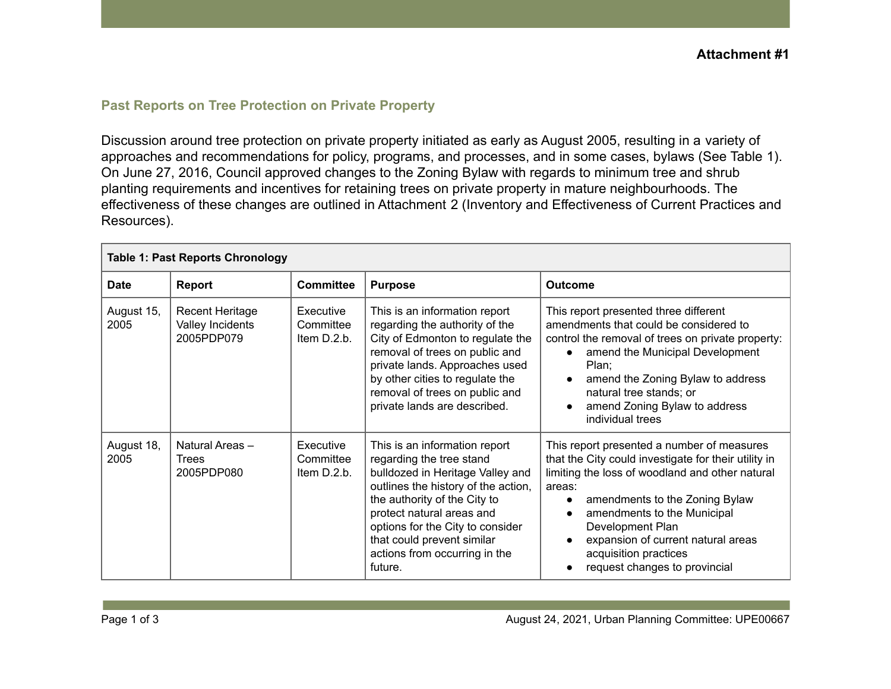**Attachment #1**

## Past Reports on Tree Protection on Private Property

Discussion around tree protection on private property initiated as early as August 2005, resulting in a variety of approaches and recommendations for policy, programs, and processes, and in some cases, bylaws (See Table 1). On June 27, 2016, Council approved changes to the Zoning Bylaw with regards to minimum tree and shrub planting requirements and incentives for retaining trees on private property in mature neighbourhoods. The effectiveness of these changes are outlined in Attachment 2 (Inventory and Effectiveness of Current Practices and Resources).

**Table 1: Past Reports Chronology**

| Date | Report | Committee | Purpose | Outcome |
|---|---|---|---|---|
| August 15, 2005 | Recent Heritage Valley Incidents 2005PDP079 | Executive Committee Item D.2.b. | This is an information report regarding the authority of the City of Edmonton to regulate the removal of trees on public and private lands. Approaches used by other cities to regulate the removal of trees on public and private lands are described. | This report presented three different amendments that could be considered to control the removal of trees on private property:<br>• amend the Municipal Development Plan;<br>• amend the Zoning Bylaw to address natural tree stands; or<br>• amend Zoning Bylaw to address individual trees |
| August 18, 2005 | Natural Areas – Trees 2005PDP080 | Executive Committee Item D.2.b. | This is an information report regarding the tree stand bulldozed in Heritage Valley and outlines the history of the action, the authority of the City to protect natural areas and options for the City to consider that could prevent similar actions from occurring in the future. | This report presented a number of measures that the City could investigate for their utility in limiting the loss of woodland and other natural areas:<br>• amendments to the Zoning Bylaw<br>• amendments to the Municipal Development Plan<br>• expansion of current natural areas acquisition practices<br>• request changes to provincial |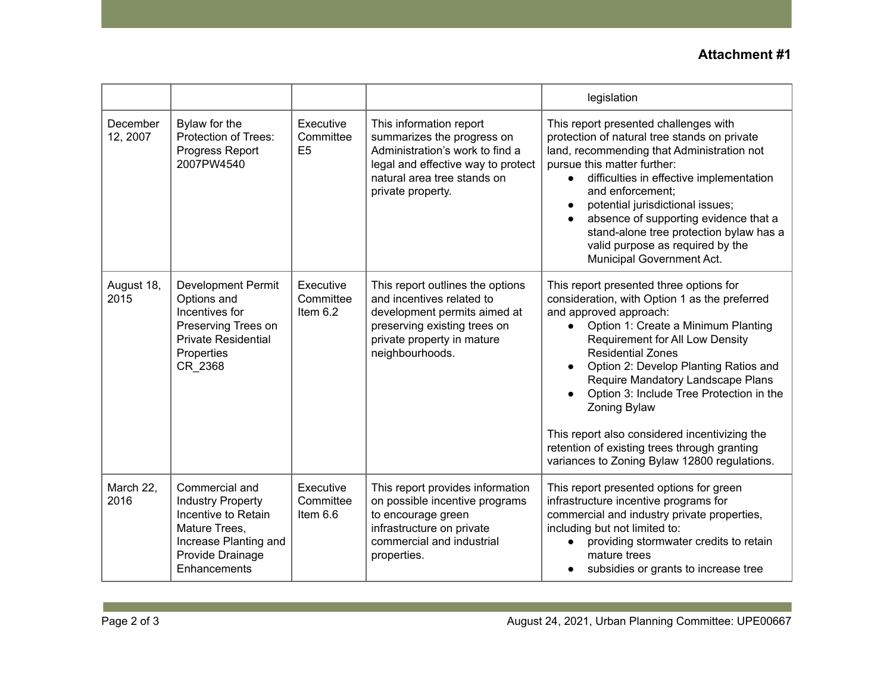**Attachment #1**

| | | | | |
|---|---|---|---|---|
| | | | | legislation |
| December 12, 2007 | Bylaw for the Protection of Trees: Progress Report 2007PW4540 | Executive Committee E5 | This information report summarizes the progress on Administration's work to find a legal and effective way to protect natural area tree stands on private property. | This report presented challenges with protection of natural tree stands on private land, recommending that Administration not pursue this matter further:<br>• difficulties in effective implementation and enforcement;<br>• potential jurisdictional issues;<br>• absence of supporting evidence that a stand-alone tree protection bylaw has a valid purpose as required by the Municipal Government Act. |
| August 18, 2015 | Development Permit Options and Incentives for Preserving Trees on Private Residential Properties CR_2368 | Executive Committee Item 6.2 | This report outlines the options and incentives related to development permits aimed at preserving existing trees on private property in mature neighbourhoods. | This report presented three options for consideration, with Option 1 as the preferred and approved approach:<br>• Option 1: Create a Minimum Planting Requirement for All Low Density Residential Zones<br>• Option 2: Develop Planting Ratios and Require Mandatory Landscape Plans<br>• Option 3: Include Tree Protection in the Zoning Bylaw<br><br>This report also considered incentivizing the retention of existing trees through granting variances to Zoning Bylaw 12800 regulations. |
| March 22, 2016 | Commercial and Industry Property Incentive to Retain Mature Trees, Increase Planting and Provide Drainage Enhancements | Executive Committee Item 6.6 | This report provides information on possible incentive programs to encourage green infrastructure on private commercial and industrial properties. | This report presented options for green infrastructure incentive programs for commercial and industry private properties, including but not limited to:<br>• providing stormwater credits to retain mature trees<br>• subsidies or grants to increase tree |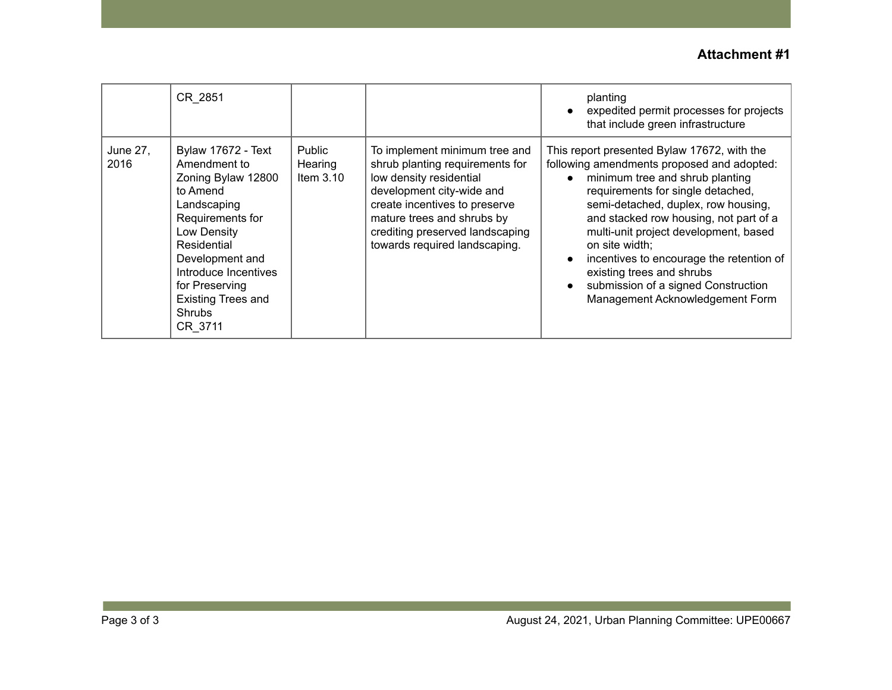**Attachment #1**

| | | | | |
|---|---|---|---|---|
| | CR_2851 | | | planting<br>● expedited permit processes for projects that include green infrastructure |
| June 27, 2016 | Bylaw 17672 - Text Amendment to Zoning Bylaw 12800 to Amend Landscaping Requirements for Low Density Residential Development and Introduce Incentives for Preserving Existing Trees and Shrubs<br>CR_3711 | Public Hearing Item 3.10 | To implement minimum tree and shrub planting requirements for low density residential development city-wide and create incentives to preserve mature trees and shrubs by crediting preserved landscaping towards required landscaping. | This report presented Bylaw 17672, with the following amendments proposed and adopted:<br>● minimum tree and shrub planting requirements for single detached, semi-detached, duplex, row housing, and stacked row housing, not part of a multi-unit project development, based on site width;<br>● incentives to encourage the retention of existing trees and shrubs<br>● submission of a signed Construction Management Acknowledgement Form |